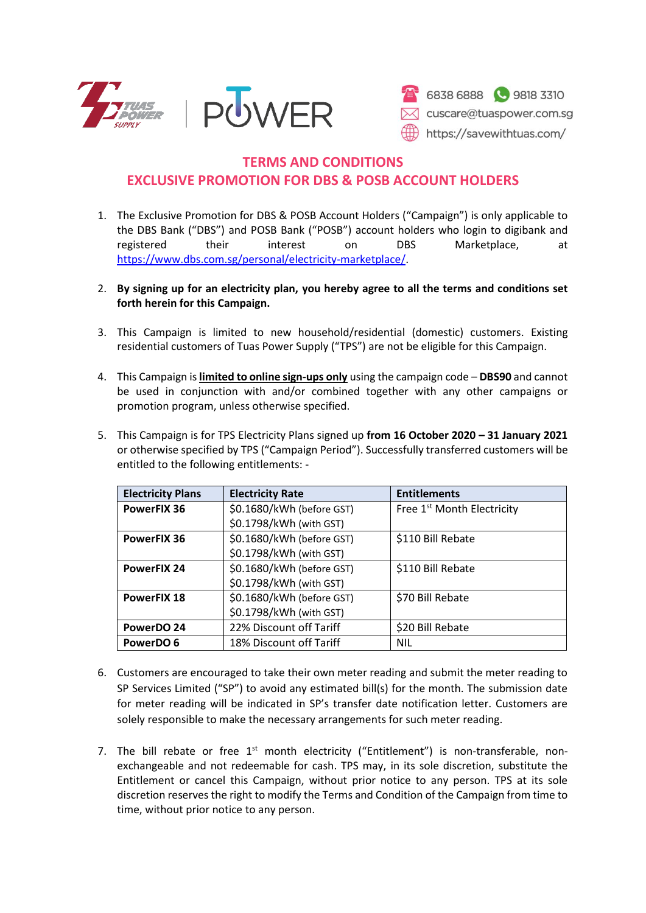6838 6888 | 9818 3310
cuscare@tuaspower.com.sg
https://savewithtuas.com/

# TERMS AND CONDITIONS
## EXCLUSIVE PROMOTION FOR DBS & POSB ACCOUNT HOLDERS

1. The Exclusive Promotion for DBS & POSB Account Holders ("Campaign") is only applicable to the DBS Bank ("DBS") and POSB Bank ("POSB") account holders who login to digibank and registered their interest on DBS Marketplace, at https://www.dbs.com.sg/personal/electricity-marketplace/.

2. **By signing up for an electricity plan, you hereby agree to all the terms and conditions set forth herein for this Campaign.**

3. This Campaign is limited to new household/residential (domestic) customers. Existing residential customers of Tuas Power Supply ("TPS") are not be eligible for this Campaign.

4. This Campaign is **limited to online sign-ups only** using the campaign code – **DBS90** and cannot be used in conjunction with and/or combined together with any other campaigns or promotion program, unless otherwise specified.

5. This Campaign is for TPS Electricity Plans signed up **from 16 October 2020 – 31 January 2021** or otherwise specified by TPS ("Campaign Period"). Successfully transferred customers will be entitled to the following entitlements: -

| Electricity Plans | Electricity Rate | Entitlements |
|---|---|---|
| **PowerFIX 36** | $0.1680/kWh (before GST)<br>$0.1798/kWh (with GST) | Free 1st Month Electricity |
| **PowerFIX 36** | $0.1680/kWh (before GST)<br>$0.1798/kWh (with GST) | $110 Bill Rebate |
| **PowerFIX 24** | $0.1680/kWh (before GST)<br>$0.1798/kWh (with GST) | $110 Bill Rebate |
| **PowerFIX 18** | $0.1680/kWh (before GST)<br>$0.1798/kWh (with GST) | $70 Bill Rebate |
| **PowerDO 24** | 22% Discount off Tariff | $20 Bill Rebate |
| **PowerDO 6** | 18% Discount off Tariff | NIL |

6. Customers are encouraged to take their own meter reading and submit the meter reading to SP Services Limited ("SP") to avoid any estimated bill(s) for the month. The submission date for meter reading will be indicated in SP's transfer date notification letter. Customers are solely responsible to make the necessary arrangements for such meter reading.

7. The bill rebate or free 1st month electricity ("Entitlement") is non-transferable, non-exchangeable and not redeemable for cash. TPS may, in its sole discretion, substitute the Entitlement or cancel this Campaign, without prior notice to any person. TPS at its sole discretion reserves the right to modify the Terms and Condition of the Campaign from time to time, without prior notice to any person.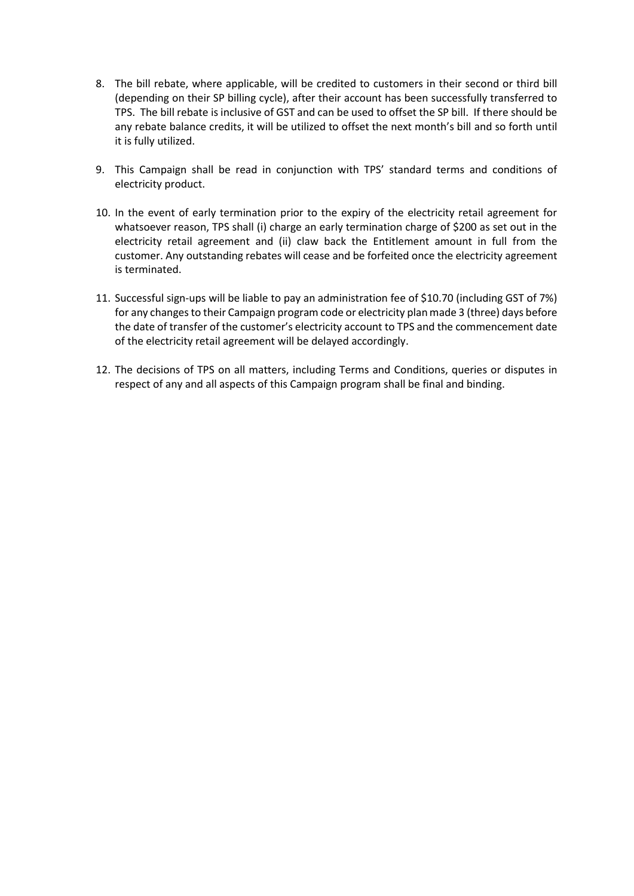8. The bill rebate, where applicable, will be credited to customers in their second or third bill (depending on their SP billing cycle), after their account has been successfully transferred to TPS. The bill rebate is inclusive of GST and can be used to offset the SP bill. If there should be any rebate balance credits, it will be utilized to offset the next month's bill and so forth until it is fully utilized.

9. This Campaign shall be read in conjunction with TPS' standard terms and conditions of electricity product.

10. In the event of early termination prior to the expiry of the electricity retail agreement for whatsoever reason, TPS shall (i) charge an early termination charge of $200 as set out in the electricity retail agreement and (ii) claw back the Entitlement amount in full from the customer. Any outstanding rebates will cease and be forfeited once the electricity agreement is terminated.

11. Successful sign-ups will be liable to pay an administration fee of $10.70 (including GST of 7%) for any changes to their Campaign program code or electricity plan made 3 (three) days before the date of transfer of the customer's electricity account to TPS and the commencement date of the electricity retail agreement will be delayed accordingly.

12. The decisions of TPS on all matters, including Terms and Conditions, queries or disputes in respect of any and all aspects of this Campaign program shall be final and binding.